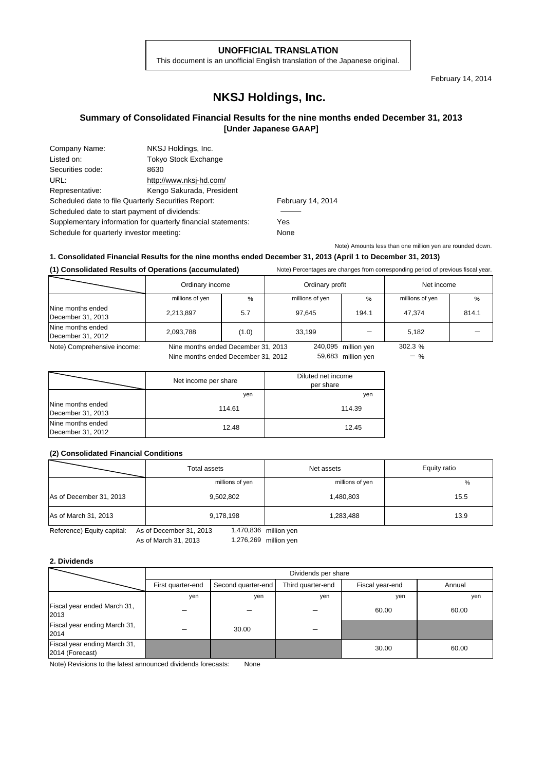**UNOFFICIAL TRANSLATION**

This document is an unofficial English translation of the Japanese original.

February 14, 2014

# NKSJ Holdings, Inc.

## Summary of Consolidated Financial Results for the nine months ended December 31, 2013 [Under Japanese GAAP]

| | |
|---|---|
| Company Name: | NKSJ Holdings, Inc. |
| Listed on: | Tokyo Stock Exchange |
| Securities code: | 8630 |
| URL: | http://www.nksj-hd.com/ |
| Representative: | Kengo Sakurada, President |

Scheduled date to file Quarterly Securities Report: February 14, 2014

Scheduled date to start payment of dividends: ―――

Supplementary information for quarterly financial statements: Yes

Schedule for quarterly investor meeting: None

Note) Amounts less than one million yen are rounded down.

### 1. Consolidated Financial Results for the nine months ended December 31, 2013 (April 1 to December 31, 2013)

#### (1) Consolidated Results of Operations (accumulated)

Note) Percentages are changes from corresponding period of previous fiscal year.

| | Ordinary income | | Ordinary profit | | Net income | |
|---|---|---|---|---|---|---|
| | millions of yen | % | millions of yen | % | millions of yen | % |
| Nine months ended December 31, 2013 | 2,213,897 | 5.7 | 97,645 | 194.1 | 47,374 | 814.1 |
| Nine months ended December 31, 2012 | 2,093,788 | (1.0) | 33,199 | ― | 5,182 | ― |

Note) Comprehensive income: Nine months ended December 31, 2013 240,095 million yen 302.3 %

Nine months ended December 31, 2012 59,683 million yen ― %

| | Net income per share | Diluted net income per share |
|---|---|---|
| | yen | yen |
| Nine months ended December 31, 2013 | 114.61 | 114.39 |
| Nine months ended December 31, 2012 | 12.48 | 12.45 |

#### (2) Consolidated Financial Conditions

| | Total assets | Net assets | Equity ratio |
|---|---|---|---|
| | millions of yen | millions of yen | % |
| As of December 31, 2013 | 9,502,802 | 1,480,803 | 15.5 |
| As of March 31, 2013 | 9,178,198 | 1,283,488 | 13.9 |

Reference) Equity capital: As of December 31, 2013 1,470,836 million yen

As of March 31, 2013 1,276,269 million yen

### 2. Dividends

| | Dividends per share | | | | |
|---|---|---|---|---|---|
| | First quarter-end | Second quarter-end | Third quarter-end | Fiscal year-end | Annual |
| | yen | yen | yen | yen | yen |
| Fiscal year ended March 31, 2013 | ― | ― | ― | 60.00 | 60.00 |
| Fiscal year ending March 31, 2014 | ― | 30.00 | ― | | |
| Fiscal year ending March 31, 2014 (Forecast) | | | | 30.00 | 60.00 |

Note) Revisions to the latest announced dividends forecasts: None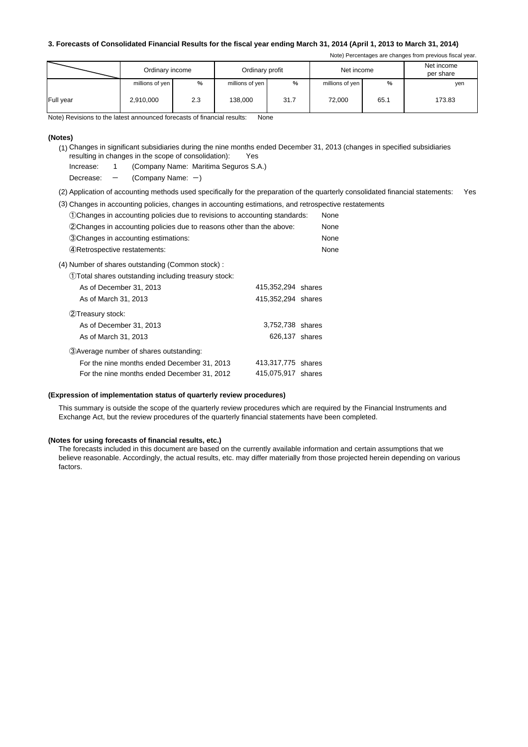### 3. Forecasts of Consolidated Financial Results for the fiscal year ending March 31, 2014 (April 1, 2013 to March 31, 2014)

Note) Percentages are changes from previous fiscal year.

| | Ordinary income | | Ordinary profit | | Net income | | Net income per share |
|---|---|---|---|---|---|---|---|
| | millions of yen | % | millions of yen | % | millions of yen | % | yen |
| Full year | 2,910,000 | 2.3 | 138,000 | 31.7 | 72,000 | 65.1 | 173.83 |

Note) Revisions to the latest announced forecasts of financial results: None

**(Notes)**

(1) Changes in significant subsidiaries during the nine months ended December 31, 2013 (changes in specified subsidiaries resulting in changes in the scope of consolidation): Yes

Increase: 1 (Company Name: Maritima Seguros S.A.)

Decrease: － (Company Name: －)

(2) Application of accounting methods used specifically for the preparation of the quarterly consolidated financial statements: Yes

(3) Changes in accounting policies, changes in accounting estimations, and retrospective restatements

①Changes in accounting policies due to revisions to accounting standards: None

②Changes in accounting policies due to reasons other than the above: None

③Changes in accounting estimations: None

④Retrospective restatements: None

(4) Number of shares outstanding (Common stock) :

①Total shares outstanding including treasury stock:

| | |
|---|---|
| As of December 31, 2013 | 415,352,294 shares |
| As of March 31, 2013 | 415,352,294 shares |

②Treasury stock:

| | |
|---|---|
| As of December 31, 2013 | 3,752,738 shares |
| As of March 31, 2013 | 626,137 shares |

③Average number of shares outstanding:

| | |
|---|---|
| For the nine months ended December 31, 2013 | 413,317,775 shares |
| For the nine months ended December 31, 2012 | 415,075,917 shares |

**(Expression of implementation status of quarterly review procedures)**

This summary is outside the scope of the quarterly review procedures which are required by the Financial Instruments and Exchange Act, but the review procedures of the quarterly financial statements have been completed.

**(Notes for using forecasts of financial results, etc.)**

The forecasts included in this document are based on the currently available information and certain assumptions that we believe reasonable. Accordingly, the actual results, etc. may differ materially from those projected herein depending on various factors.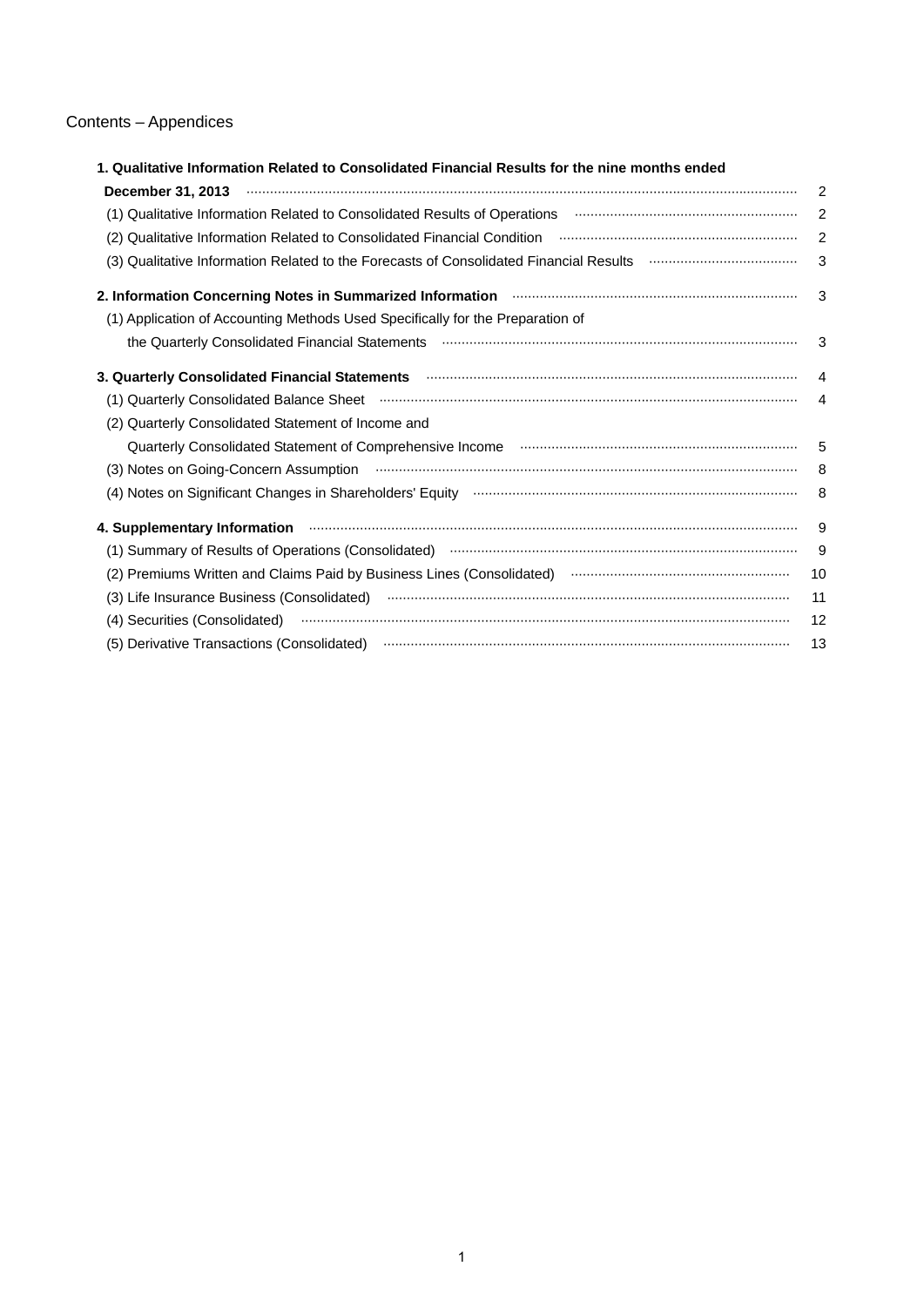Contents – Appendices

| | |
|---|---|
| **1. Qualitative Information Related to Consolidated Financial Results for the nine months ended December 31, 2013** | 2 |
| (1) Qualitative Information Related to Consolidated Results of Operations | 2 |
| (2) Qualitative Information Related to Consolidated Financial Condition | 2 |
| (3) Qualitative Information Related to the Forecasts of Consolidated Financial Results | 3 |
| **2. Information Concerning Notes in Summarized Information** | 3 |
| (1) Application of Accounting Methods Used Specifically for the Preparation of the Quarterly Consolidated Financial Statements | 3 |
| **3. Quarterly Consolidated Financial Statements** | 4 |
| (1) Quarterly Consolidated Balance Sheet | 4 |
| (2) Quarterly Consolidated Statement of Income and Quarterly Consolidated Statement of Comprehensive Income | 5 |
| (3) Notes on Going-Concern Assumption | 8 |
| (4) Notes on Significant Changes in Shareholders' Equity | 8 |
| **4. Supplementary Information** | 9 |
| (1) Summary of Results of Operations (Consolidated) | 9 |
| (2) Premiums Written and Claims Paid by Business Lines (Consolidated) | 10 |
| (3) Life Insurance Business (Consolidated) | 11 |
| (4) Securities (Consolidated) | 12 |
| (5) Derivative Transactions (Consolidated) | 13 |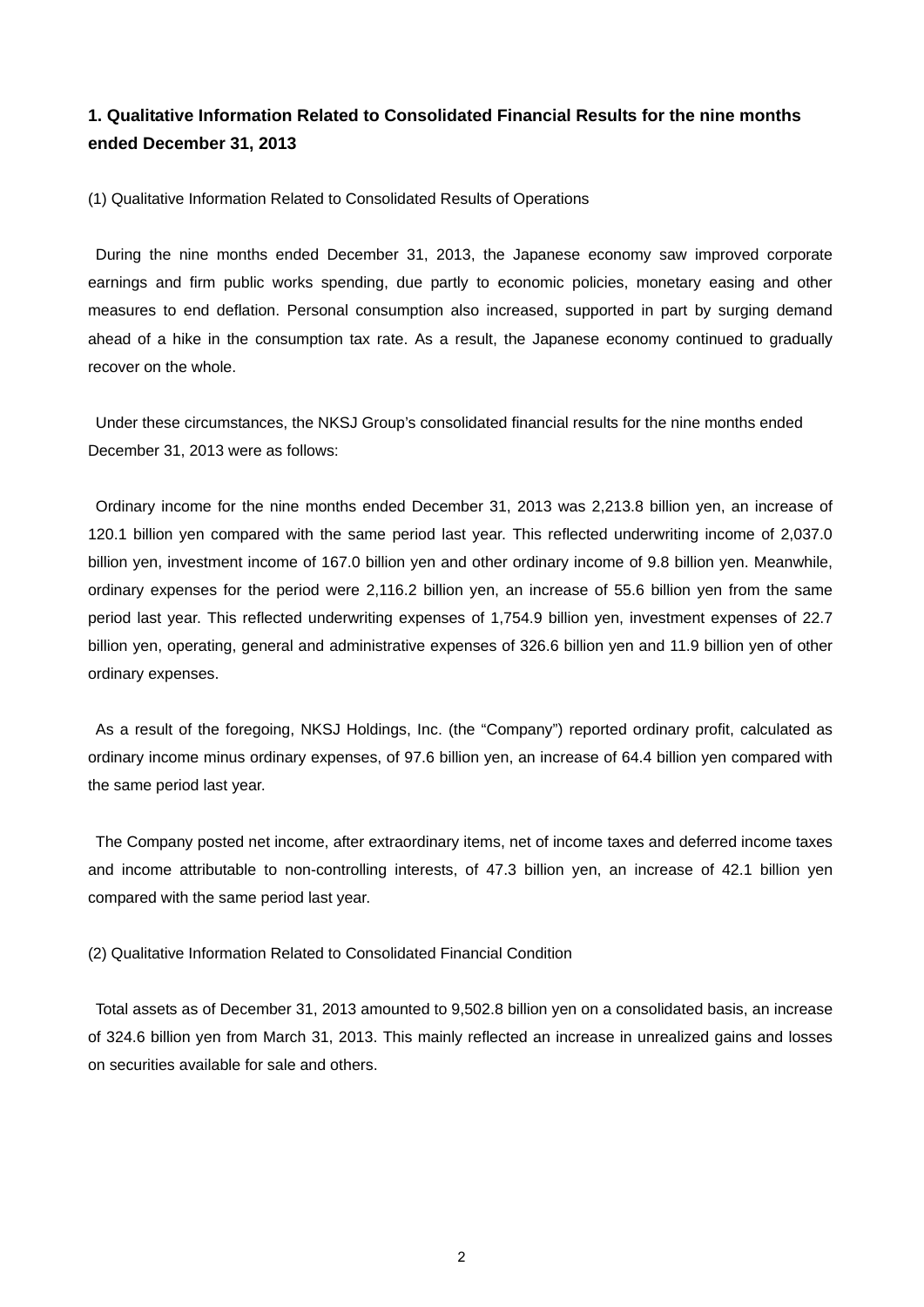## 1. Qualitative Information Related to Consolidated Financial Results for the nine months ended December 31, 2013

(1) Qualitative Information Related to Consolidated Results of Operations

During the nine months ended December 31, 2013, the Japanese economy saw improved corporate earnings and firm public works spending, due partly to economic policies, monetary easing and other measures to end deflation. Personal consumption also increased, supported in part by surging demand ahead of a hike in the consumption tax rate. As a result, the Japanese economy continued to gradually recover on the whole.

Under these circumstances, the NKSJ Group's consolidated financial results for the nine months ended December 31, 2013 were as follows:

Ordinary income for the nine months ended December 31, 2013 was 2,213.8 billion yen, an increase of 120.1 billion yen compared with the same period last year. This reflected underwriting income of 2,037.0 billion yen, investment income of 167.0 billion yen and other ordinary income of 9.8 billion yen. Meanwhile, ordinary expenses for the period were 2,116.2 billion yen, an increase of 55.6 billion yen from the same period last year. This reflected underwriting expenses of 1,754.9 billion yen, investment expenses of 22.7 billion yen, operating, general and administrative expenses of 326.6 billion yen and 11.9 billion yen of other ordinary expenses.

As a result of the foregoing, NKSJ Holdings, Inc. (the "Company") reported ordinary profit, calculated as ordinary income minus ordinary expenses, of 97.6 billion yen, an increase of 64.4 billion yen compared with the same period last year.

The Company posted net income, after extraordinary items, net of income taxes and deferred income taxes and income attributable to non-controlling interests, of 47.3 billion yen, an increase of 42.1 billion yen compared with the same period last year.

(2) Qualitative Information Related to Consolidated Financial Condition

Total assets as of December 31, 2013 amounted to 9,502.8 billion yen on a consolidated basis, an increase of 324.6 billion yen from March 31, 2013. This mainly reflected an increase in unrealized gains and losses on securities available for sale and others.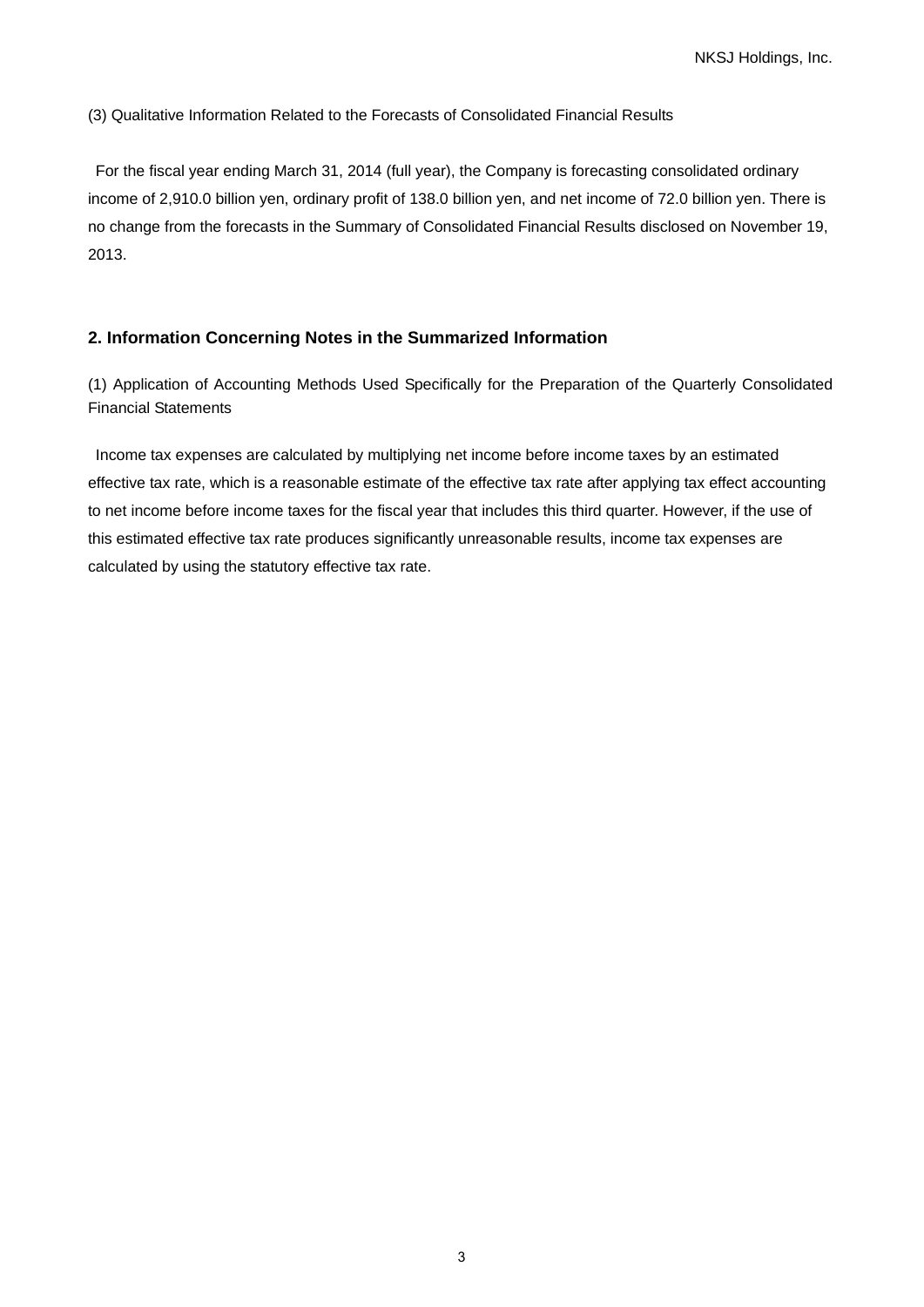(3) Qualitative Information Related to the Forecasts of Consolidated Financial Results

For the fiscal year ending March 31, 2014 (full year), the Company is forecasting consolidated ordinary income of 2,910.0 billion yen, ordinary profit of 138.0 billion yen, and net income of 72.0 billion yen. There is no change from the forecasts in the Summary of Consolidated Financial Results disclosed on November 19, 2013.

## 2. Information Concerning Notes in the Summarized Information

(1) Application of Accounting Methods Used Specifically for the Preparation of the Quarterly Consolidated Financial Statements

Income tax expenses are calculated by multiplying net income before income taxes by an estimated effective tax rate, which is a reasonable estimate of the effective tax rate after applying tax effect accounting to net income before income taxes for the fiscal year that includes this third quarter. However, if the use of this estimated effective tax rate produces significantly unreasonable results, income tax expenses are calculated by using the statutory effective tax rate.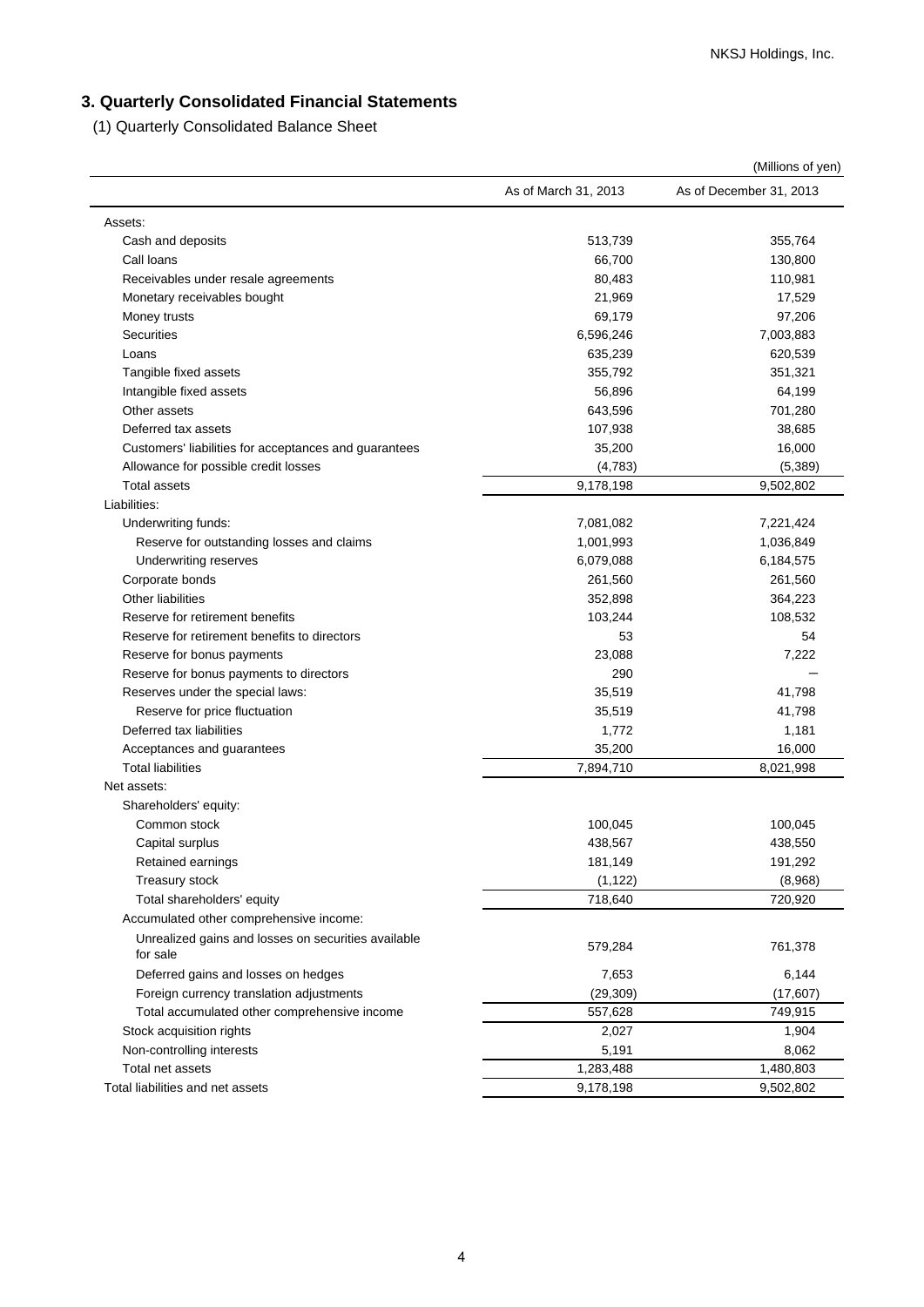## 3. Quarterly Consolidated Financial Statements

(1) Quarterly Consolidated Balance Sheet

(Millions of yen)

| | As of March 31, 2013 | As of December 31, 2013 |
|---|---|---|
| Assets: | | |
| Cash and deposits | 513,739 | 355,764 |
| Call loans | 66,700 | 130,800 |
| Receivables under resale agreements | 80,483 | 110,981 |
| Monetary receivables bought | 21,969 | 17,529 |
| Money trusts | 69,179 | 97,206 |
| Securities | 6,596,246 | 7,003,883 |
| Loans | 635,239 | 620,539 |
| Tangible fixed assets | 355,792 | 351,321 |
| Intangible fixed assets | 56,896 | 64,199 |
| Other assets | 643,596 | 701,280 |
| Deferred tax assets | 107,938 | 38,685 |
| Customers' liabilities for acceptances and guarantees | 35,200 | 16,000 |
| Allowance for possible credit losses | (4,783) | (5,389) |
| Total assets | 9,178,198 | 9,502,802 |
| Liabilities: | | |
| Underwriting funds: | 7,081,082 | 7,221,424 |
| Reserve for outstanding losses and claims | 1,001,993 | 1,036,849 |
| Underwriting reserves | 6,079,088 | 6,184,575 |
| Corporate bonds | 261,560 | 261,560 |
| Other liabilities | 352,898 | 364,223 |
| Reserve for retirement benefits | 103,244 | 108,532 |
| Reserve for retirement benefits to directors | 53 | 54 |
| Reserve for bonus payments | 23,088 | 7,222 |
| Reserve for bonus payments to directors | 290 | — |
| Reserves under the special laws: | 35,519 | 41,798 |
| Reserve for price fluctuation | 35,519 | 41,798 |
| Deferred tax liabilities | 1,772 | 1,181 |
| Acceptances and guarantees | 35,200 | 16,000 |
| Total liabilities | 7,894,710 | 8,021,998 |
| Net assets: | | |
| Shareholders' equity: | | |
| Common stock | 100,045 | 100,045 |
| Capital surplus | 438,567 | 438,550 |
| Retained earnings | 181,149 | 191,292 |
| Treasury stock | (1,122) | (8,968) |
| Total shareholders' equity | 718,640 | 720,920 |
| Accumulated other comprehensive income: | | |
| Unrealized gains and losses on securities available for sale | 579,284 | 761,378 |
| Deferred gains and losses on hedges | 7,653 | 6,144 |
| Foreign currency translation adjustments | (29,309) | (17,607) |
| Total accumulated other comprehensive income | 557,628 | 749,915 |
| Stock acquisition rights | 2,027 | 1,904 |
| Non-controlling interests | 5,191 | 8,062 |
| Total net assets | 1,283,488 | 1,480,803 |
| Total liabilities and net assets | 9,178,198 | 9,502,802 |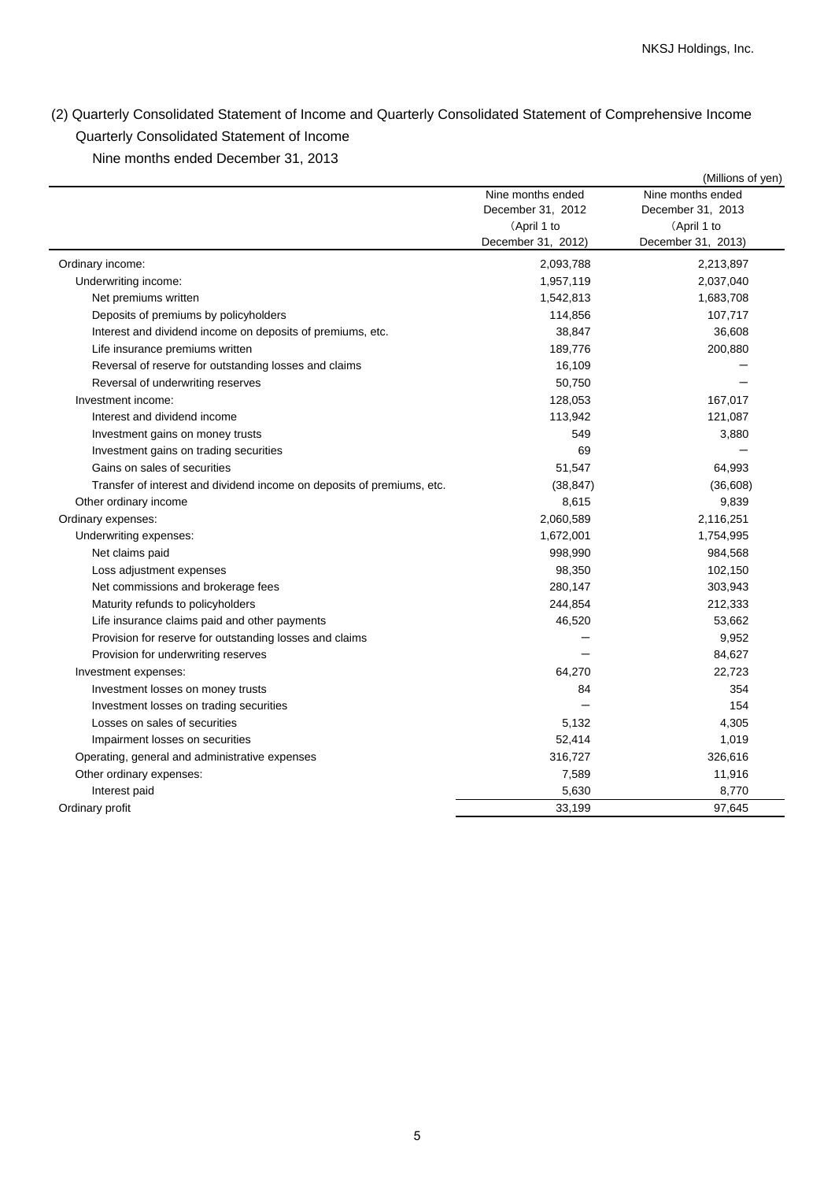## (2) Quarterly Consolidated Statement of Income and Quarterly Consolidated Statement of Comprehensive Income

### Quarterly Consolidated Statement of Income

Nine months ended December 31, 2013

(Millions of yen)

| | Nine months ended December 31, 2012 (April 1 to December 31, 2012) | Nine months ended December 31, 2013 (April 1 to December 31, 2013) |
|---|---|---|
| Ordinary income: | 2,093,788 | 2,213,897 |
| Underwriting income: | 1,957,119 | 2,037,040 |
| Net premiums written | 1,542,813 | 1,683,708 |
| Deposits of premiums by policyholders | 114,856 | 107,717 |
| Interest and dividend income on deposits of premiums, etc. | 38,847 | 36,608 |
| Life insurance premiums written | 189,776 | 200,880 |
| Reversal of reserve for outstanding losses and claims | 16,109 | － |
| Reversal of underwriting reserves | 50,750 | － |
| Investment income: | 128,053 | 167,017 |
| Interest and dividend income | 113,942 | 121,087 |
| Investment gains on money trusts | 549 | 3,880 |
| Investment gains on trading securities | 69 | － |
| Gains on sales of securities | 51,547 | 64,993 |
| Transfer of interest and dividend income on deposits of premiums, etc. | (38,847) | (36,608) |
| Other ordinary income | 8,615 | 9,839 |
| Ordinary expenses: | 2,060,589 | 2,116,251 |
| Underwriting expenses: | 1,672,001 | 1,754,995 |
| Net claims paid | 998,990 | 984,568 |
| Loss adjustment expenses | 98,350 | 102,150 |
| Net commissions and brokerage fees | 280,147 | 303,943 |
| Maturity refunds to policyholders | 244,854 | 212,333 |
| Life insurance claims paid and other payments | 46,520 | 53,662 |
| Provision for reserve for outstanding losses and claims | － | 9,952 |
| Provision for underwriting reserves | － | 84,627 |
| Investment expenses: | 64,270 | 22,723 |
| Investment losses on money trusts | 84 | 354 |
| Investment losses on trading securities | － | 154 |
| Losses on sales of securities | 5,132 | 4,305 |
| Impairment losses on securities | 52,414 | 1,019 |
| Operating, general and administrative expenses | 316,727 | 326,616 |
| Other ordinary expenses: | 7,589 | 11,916 |
| Interest paid | 5,630 | 8,770 |
| Ordinary profit | 33,199 | 97,645 |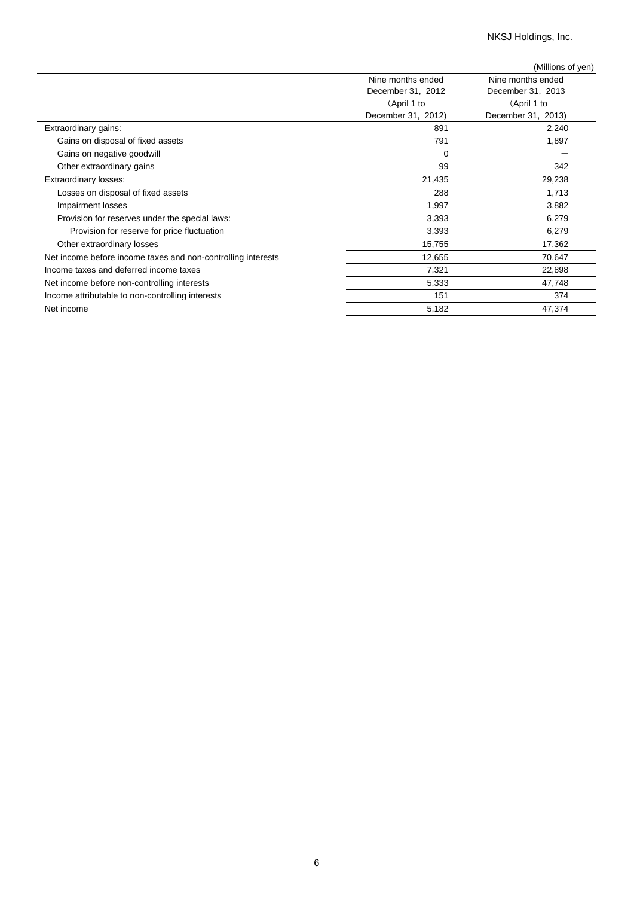(Millions of yen)

| | Nine months ended December 31, 2012 (April 1 to December 31, 2012) | Nine months ended December 31, 2013 (April 1 to December 31, 2013) |
|---|---|---|
| Extraordinary gains: | 891 | 2,240 |
| Gains on disposal of fixed assets | 791 | 1,897 |
| Gains on negative goodwill | 0 | ― |
| Other extraordinary gains | 99 | 342 |
| Extraordinary losses: | 21,435 | 29,238 |
| Losses on disposal of fixed assets | 288 | 1,713 |
| Impairment losses | 1,997 | 3,882 |
| Provision for reserves under the special laws: | 3,393 | 6,279 |
| Provision for reserve for price fluctuation | 3,393 | 6,279 |
| Other extraordinary losses | 15,755 | 17,362 |
| Net income before income taxes and non-controlling interests | 12,655 | 70,647 |
| Income taxes and deferred income taxes | 7,321 | 22,898 |
| Net income before non-controlling interests | 5,333 | 47,748 |
| Income attributable to non-controlling interests | 151 | 374 |
| Net income | 5,182 | 47,374 |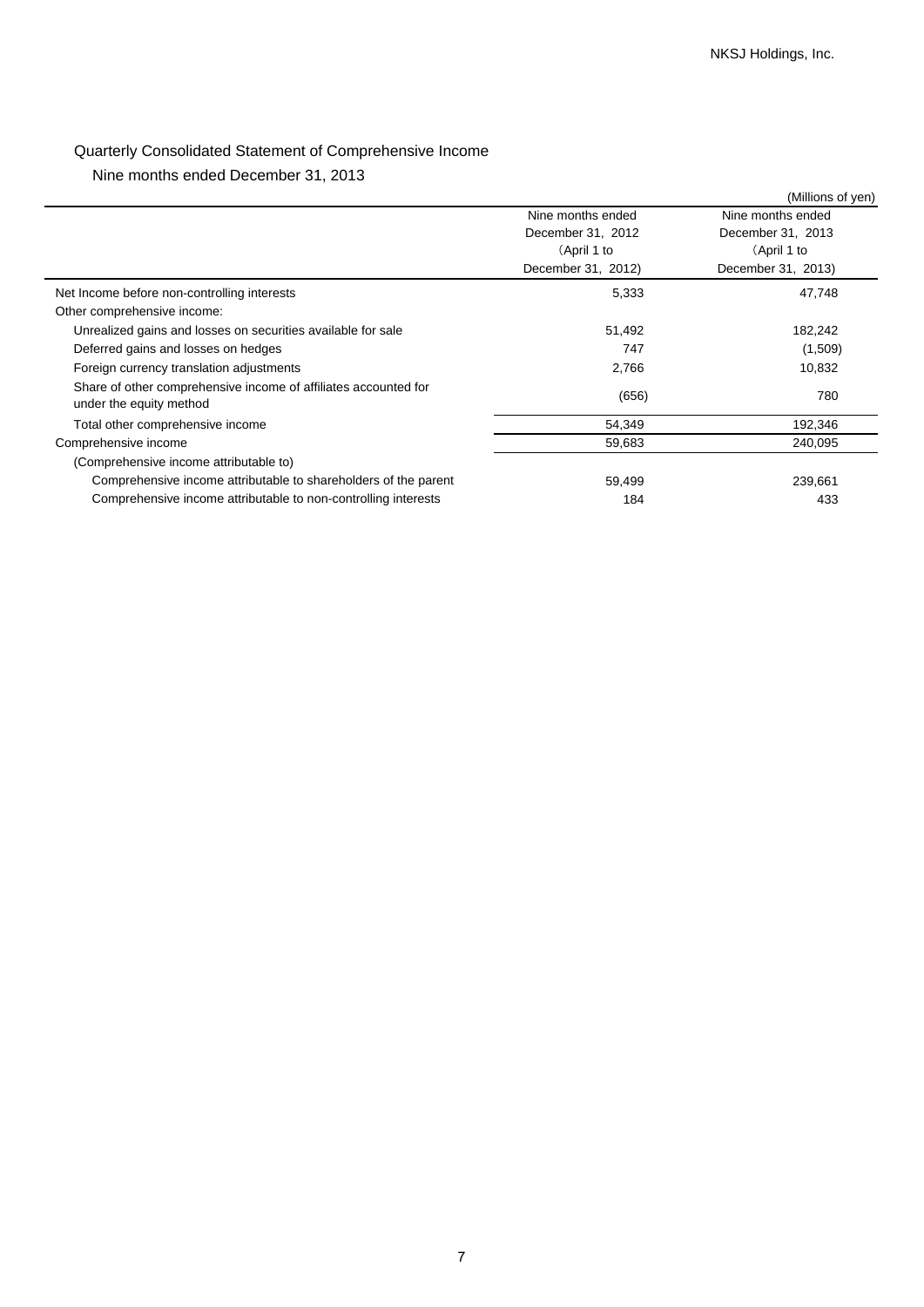## Quarterly Consolidated Statement of Comprehensive Income

Nine months ended December 31, 2013

(Millions of yen)

| | Nine months ended December 31, 2012 (April 1 to December 31, 2012) | Nine months ended December 31, 2013 (April 1 to December 31, 2013) |
|---|---|---|
| Net Income before non-controlling interests | 5,333 | 47,748 |
| Other comprehensive income: | | |
| Unrealized gains and losses on securities available for sale | 51,492 | 182,242 |
| Deferred gains and losses on hedges | 747 | (1,509) |
| Foreign currency translation adjustments | 2,766 | 10,832 |
| Share of other comprehensive income of affiliates accounted for under the equity method | (656) | 780 |
| Total other comprehensive income | 54,349 | 192,346 |
| Comprehensive income | 59,683 | 240,095 |
| (Comprehensive income attributable to) | | |
| Comprehensive income attributable to shareholders of the parent | 59,499 | 239,661 |
| Comprehensive income attributable to non-controlling interests | 184 | 433 |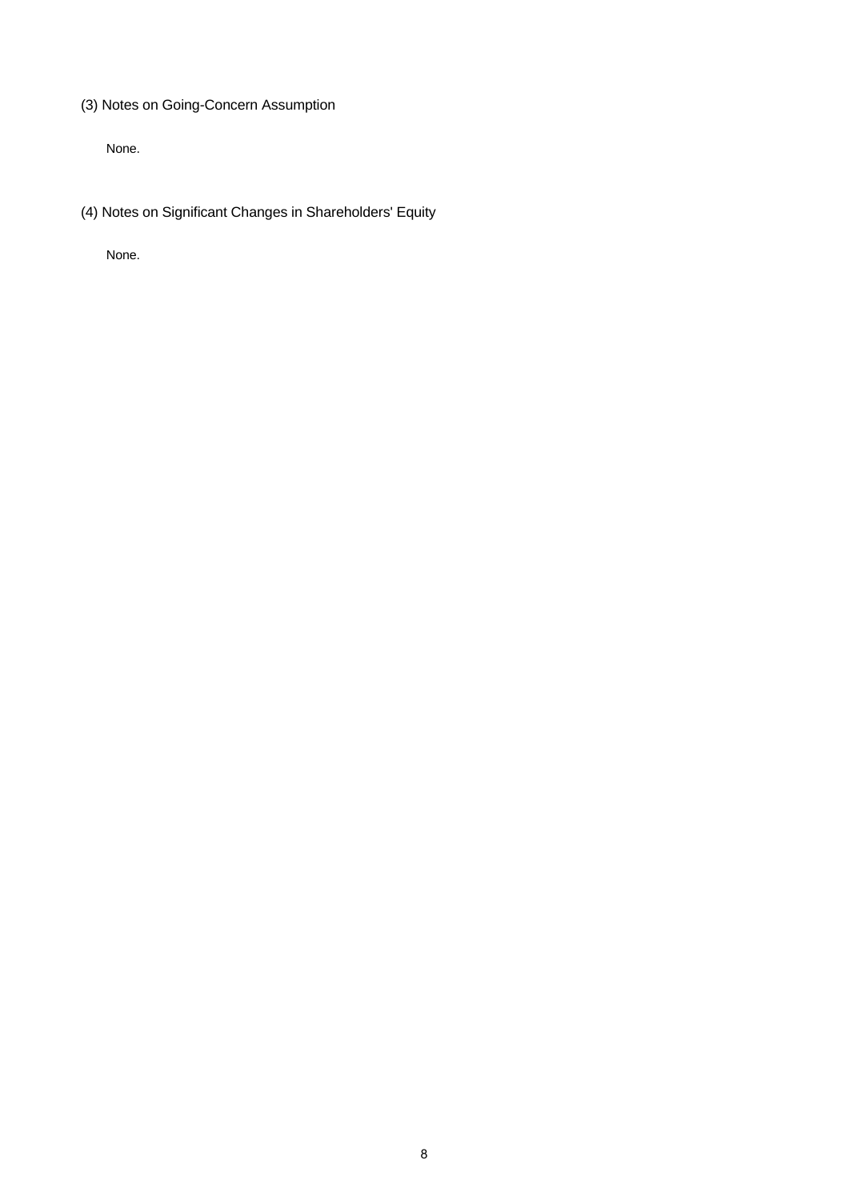### (3) Notes on Going-Concern Assumption

None.

### (4) Notes on Significant Changes in Shareholders' Equity

None.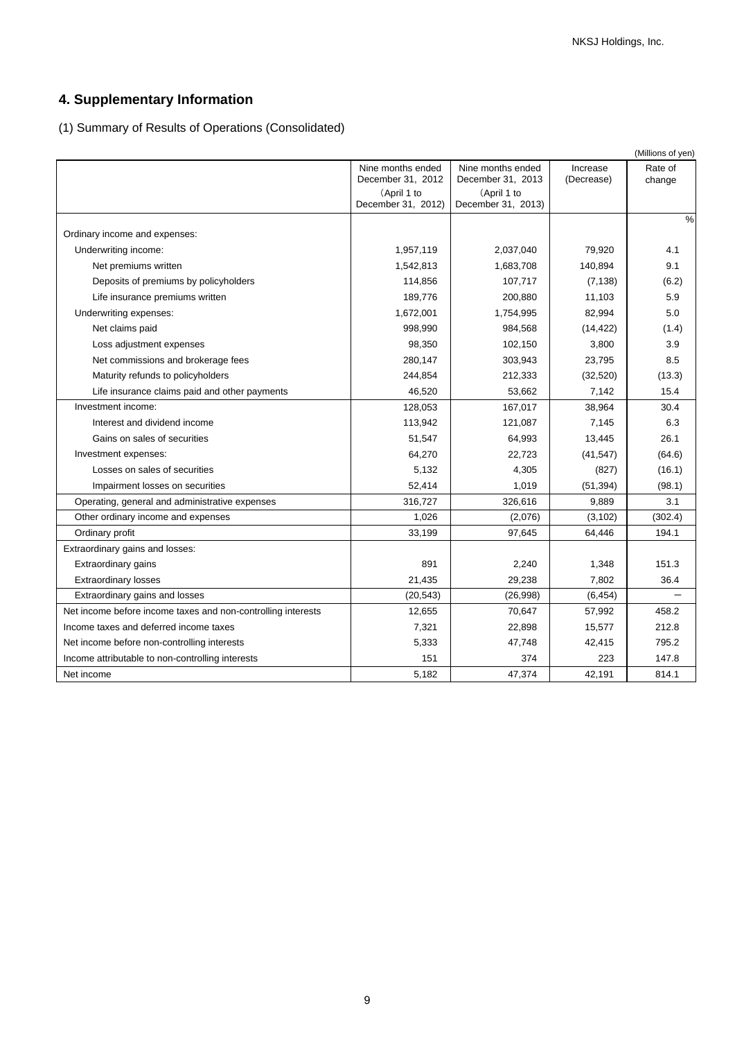## 4. Supplementary Information

(1) Summary of Results of Operations (Consolidated)

(Millions of yen)

| | Nine months ended December 31, 2012 (April 1 to December 31, 2012) | Nine months ended December 31, 2013 (April 1 to December 31, 2013) | Increase (Decrease) | Rate of change |
|---|---|---|---|---|
| | | | | % |
| Ordinary income and expenses: | | | | |
| Underwriting income: | 1,957,119 | 2,037,040 | 79,920 | 4.1 |
| Net premiums written | 1,542,813 | 1,683,708 | 140,894 | 9.1 |
| Deposits of premiums by policyholders | 114,856 | 107,717 | (7,138) | (6.2) |
| Life insurance premiums written | 189,776 | 200,880 | 11,103 | 5.9 |
| Underwriting expenses: | 1,672,001 | 1,754,995 | 82,994 | 5.0 |
| Net claims paid | 998,990 | 984,568 | (14,422) | (1.4) |
| Loss adjustment expenses | 98,350 | 102,150 | 3,800 | 3.9 |
| Net commissions and brokerage fees | 280,147 | 303,943 | 23,795 | 8.5 |
| Maturity refunds to policyholders | 244,854 | 212,333 | (32,520) | (13.3) |
| Life insurance claims paid and other payments | 46,520 | 53,662 | 7,142 | 15.4 |
| Investment income: | 128,053 | 167,017 | 38,964 | 30.4 |
| Interest and dividend income | 113,942 | 121,087 | 7,145 | 6.3 |
| Gains on sales of securities | 51,547 | 64,993 | 13,445 | 26.1 |
| Investment expenses: | 64,270 | 22,723 | (41,547) | (64.6) |
| Losses on sales of securities | 5,132 | 4,305 | (827) | (16.1) |
| Impairment losses on securities | 52,414 | 1,019 | (51,394) | (98.1) |
| Operating, general and administrative expenses | 316,727 | 326,616 | 9,889 | 3.1 |
| Other ordinary income and expenses | 1,026 | (2,076) | (3,102) | (302.4) |
| Ordinary profit | 33,199 | 97,645 | 64,446 | 194.1 |
| Extraordinary gains and losses: | | | | |
| Extraordinary gains | 891 | 2,240 | 1,348 | 151.3 |
| Extraordinary losses | 21,435 | 29,238 | 7,802 | 36.4 |
| Extraordinary gains and losses | (20,543) | (26,998) | (6,454) | − |
| Net income before income taxes and non-controlling interests | 12,655 | 70,647 | 57,992 | 458.2 |
| Income taxes and deferred income taxes | 7,321 | 22,898 | 15,577 | 212.8 |
| Net income before non-controlling interests | 5,333 | 47,748 | 42,415 | 795.2 |
| Income attributable to non-controlling interests | 151 | 374 | 223 | 147.8 |
| Net income | 5,182 | 47,374 | 42,191 | 814.1 |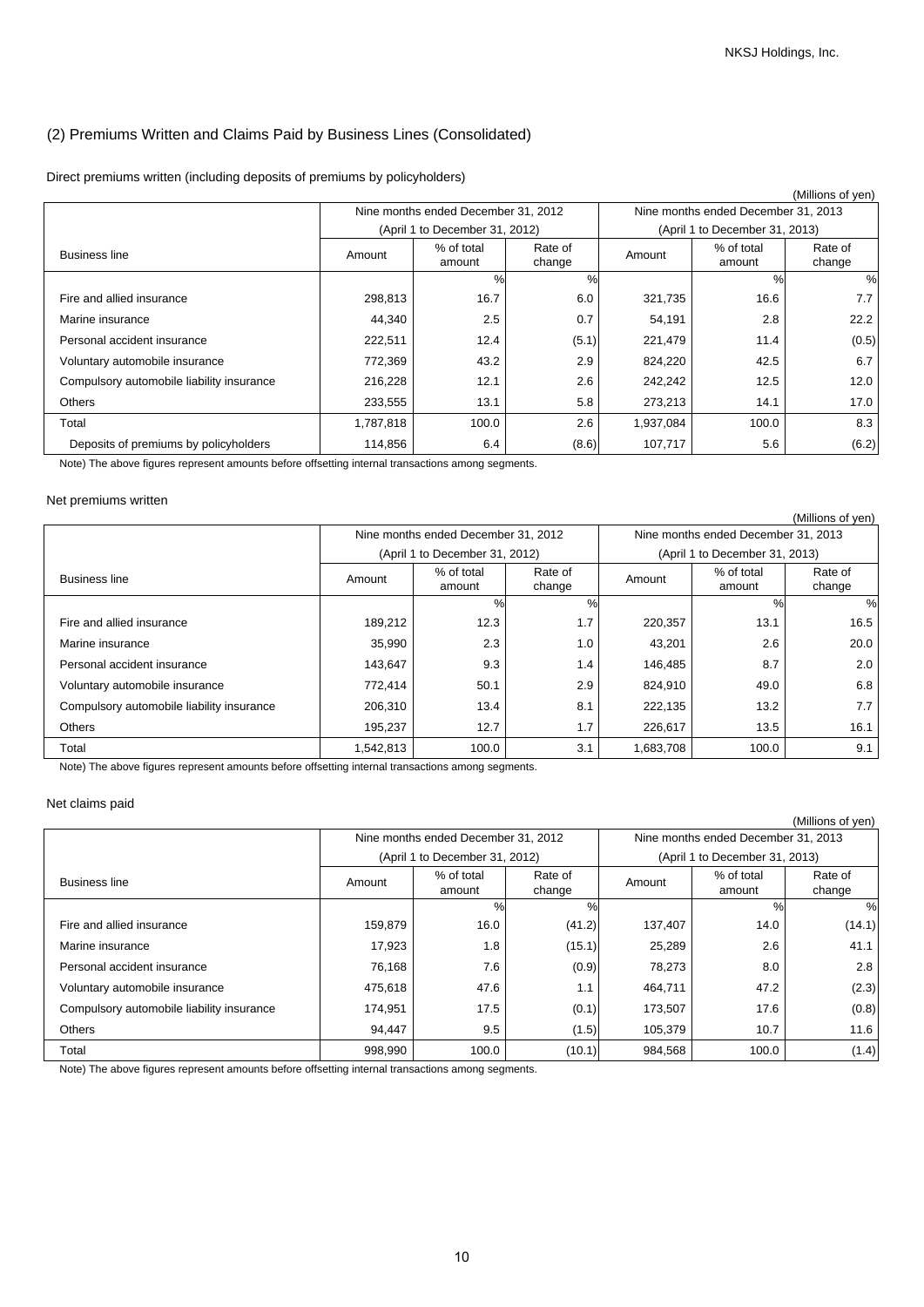## (2) Premiums Written and Claims Paid by Business Lines (Consolidated)

Direct premiums written (including deposits of premiums by policyholders)

(Millions of yen)

| Business line | Nine months ended December 31, 2012 (April 1 to December 31, 2012) | | | Nine months ended December 31, 2013 (April 1 to December 31, 2013) | | |
|---|---|---|---|---|---|---|
| | Amount | % of total amount | Rate of change | Amount | % of total amount | Rate of change |
| | | % | % | | % | % |
| Fire and allied insurance | 298,813 | 16.7 | 6.0 | 321,735 | 16.6 | 7.7 |
| Marine insurance | 44,340 | 2.5 | 0.7 | 54,191 | 2.8 | 22.2 |
| Personal accident insurance | 222,511 | 12.4 | (5.1) | 221,479 | 11.4 | (0.5) |
| Voluntary automobile insurance | 772,369 | 43.2 | 2.9 | 824,220 | 42.5 | 6.7 |
| Compulsory automobile liability insurance | 216,228 | 12.1 | 2.6 | 242,242 | 12.5 | 12.0 |
| Others | 233,555 | 13.1 | 5.8 | 273,213 | 14.1 | 17.0 |
| Total | 1,787,818 | 100.0 | 2.6 | 1,937,084 | 100.0 | 8.3 |
| Deposits of premiums by policyholders | 114,856 | 6.4 | (8.6) | 107,717 | 5.6 | (6.2) |

Note) The above figures represent amounts before offsetting internal transactions among segments.

Net premiums written

(Millions of yen)

| Business line | Nine months ended December 31, 2012 (April 1 to December 31, 2012) | | | Nine months ended December 31, 2013 (April 1 to December 31, 2013) | | |
|---|---|---|---|---|---|---|
| | Amount | % of total amount | Rate of change | Amount | % of total amount | Rate of change |
| | | % | % | | % | % |
| Fire and allied insurance | 189,212 | 12.3 | 1.7 | 220,357 | 13.1 | 16.5 |
| Marine insurance | 35,990 | 2.3 | 1.0 | 43,201 | 2.6 | 20.0 |
| Personal accident insurance | 143,647 | 9.3 | 1.4 | 146,485 | 8.7 | 2.0 |
| Voluntary automobile insurance | 772,414 | 50.1 | 2.9 | 824,910 | 49.0 | 6.8 |
| Compulsory automobile liability insurance | 206,310 | 13.4 | 8.1 | 222,135 | 13.2 | 7.7 |
| Others | 195,237 | 12.7 | 1.7 | 226,617 | 13.5 | 16.1 |
| Total | 1,542,813 | 100.0 | 3.1 | 1,683,708 | 100.0 | 9.1 |

Note) The above figures represent amounts before offsetting internal transactions among segments.

Net claims paid

(Millions of yen)

| Business line | Nine months ended December 31, 2012 (April 1 to December 31, 2012) | | | Nine months ended December 31, 2013 (April 1 to December 31, 2013) | | |
|---|---|---|---|---|---|---|
| | Amount | % of total amount | Rate of change | Amount | % of total amount | Rate of change |
| | | % | % | | % | % |
| Fire and allied insurance | 159,879 | 16.0 | (41.2) | 137,407 | 14.0 | (14.1) |
| Marine insurance | 17,923 | 1.8 | (15.1) | 25,289 | 2.6 | 41.1 |
| Personal accident insurance | 76,168 | 7.6 | (0.9) | 78,273 | 8.0 | 2.8 |
| Voluntary automobile insurance | 475,618 | 47.6 | 1.1 | 464,711 | 47.2 | (2.3) |
| Compulsory automobile liability insurance | 174,951 | 17.5 | (0.1) | 173,507 | 17.6 | (0.8) |
| Others | 94,447 | 9.5 | (1.5) | 105,379 | 10.7 | 11.6 |
| Total | 998,990 | 100.0 | (10.1) | 984,568 | 100.0 | (1.4) |

Note) The above figures represent amounts before offsetting internal transactions among segments.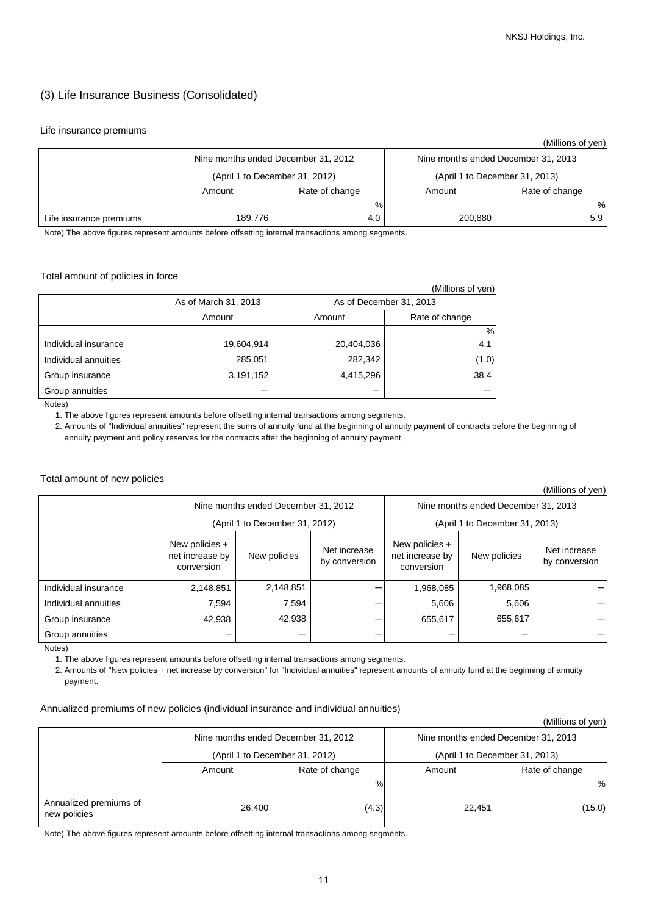## (3) Life Insurance Business (Consolidated)

### Life insurance premiums

(Millions of yen)

| | Nine months ended December 31, 2012 (April 1 to December 31, 2012) | | Nine months ended December 31, 2013 (April 1 to December 31, 2013) | |
|---|---|---|---|---|
| | Amount | Rate of change | Amount | Rate of change |
| | | % | | % |
| Life insurance premiums | 189,776 | 4.0 | 200,880 | 5.9 |

Note) The above figures represent amounts before offsetting internal transactions among segments.

### Total amount of policies in force

(Millions of yen)

| | As of March 31, 2013 | As of December 31, 2013 | |
|---|---|---|---|
| | Amount | Amount | Rate of change |
| | | | % |
| Individual insurance | 19,604,914 | 20,404,036 | 4.1 |
| Individual annuities | 285,051 | 282,342 | (1.0) |
| Group insurance | 3,191,152 | 4,415,296 | 38.4 |
| Group annuities | — | — | — |

Notes)

1. The above figures represent amounts before offsetting internal transactions among segments.
2. Amounts of "Individual annuities" represent the sums of annuity fund at the beginning of annuity payment of contracts before the beginning of annuity payment and policy reserves for the contracts after the beginning of annuity payment.

### Total amount of new policies

(Millions of yen)

| | Nine months ended December 31, 2012 (April 1 to December 31, 2012) | | | Nine months ended December 31, 2013 (April 1 to December 31, 2013) | | |
|---|---|---|---|---|---|---|
| | New policies + net increase by conversion | New policies | Net increase by conversion | New policies + net increase by conversion | New policies | Net increase by conversion |
| Individual insurance | 2,148,851 | 2,148,851 | — | 1,968,085 | 1,968,085 | — |
| Individual annuities | 7,594 | 7,594 | — | 5,606 | 5,606 | — |
| Group insurance | 42,938 | 42,938 | — | 655,617 | 655,617 | — |
| Group annuities | — | — | — | — | — | — |

Notes)

1. The above figures represent amounts before offsetting internal transactions among segments.
2. Amounts of "New policies + net increase by conversion" for "Individual annuities" represent amounts of annuity fund at the beginning of annuity payment.

### Annualized premiums of new policies (individual insurance and individual annuities)

(Millions of yen)

| | Nine months ended December 31, 2012 (April 1 to December 31, 2012) | | Nine months ended December 31, 2013 (April 1 to December 31, 2013) | |
|---|---|---|---|---|
| | Amount | Rate of change | Amount | Rate of change |
| | | % | | % |
| Annualized premiums of new policies | 26,400 | (4.3) | 22,451 | (15.0) |

Note) The above figures represent amounts before offsetting internal transactions among segments.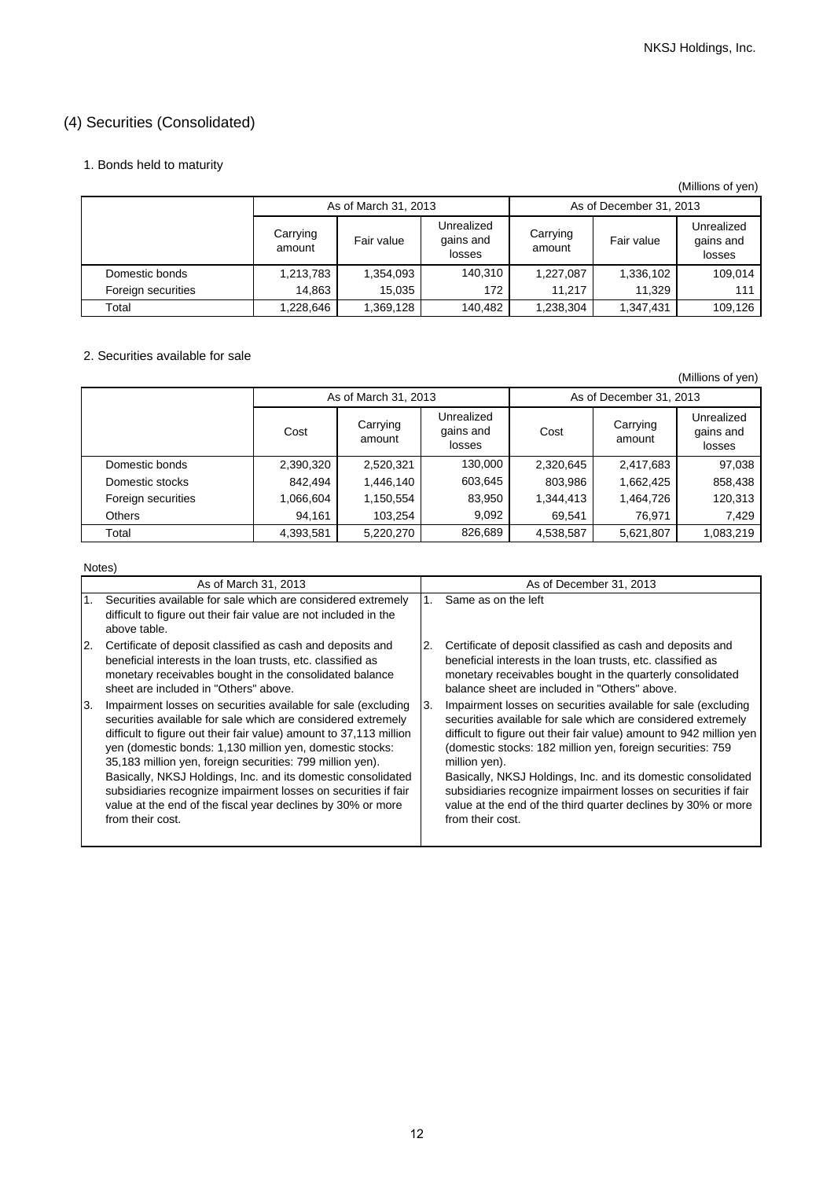## (4) Securities (Consolidated)

### 1. Bonds held to maturity

(Millions of yen)

| | As of March 31, 2013 | | | As of December 31, 2013 | | |
|---|---|---|---|---|---|---|
| | Carrying amount | Fair value | Unrealized gains and losses | Carrying amount | Fair value | Unrealized gains and losses |
| Domestic bonds | 1,213,783 | 1,354,093 | 140,310 | 1,227,087 | 1,336,102 | 109,014 |
| Foreign securities | 14,863 | 15,035 | 172 | 11,217 | 11,329 | 111 |
| Total | 1,228,646 | 1,369,128 | 140,482 | 1,238,304 | 1,347,431 | 109,126 |

### 2. Securities available for sale

(Millions of yen)

| | As of March 31, 2013 | | | As of December 31, 2013 | | |
|---|---|---|---|---|---|---|
| | Cost | Carrying amount | Unrealized gains and losses | Cost | Carrying amount | Unrealized gains and losses |
| Domestic bonds | 2,390,320 | 2,520,321 | 130,000 | 2,320,645 | 2,417,683 | 97,038 |
| Domestic stocks | 842,494 | 1,446,140 | 603,645 | 803,986 | 1,662,425 | 858,438 |
| Foreign securities | 1,066,604 | 1,150,554 | 83,950 | 1,344,413 | 1,464,726 | 120,313 |
| Others | 94,161 | 103,254 | 9,092 | 69,541 | 76,971 | 7,429 |
| Total | 4,393,581 | 5,220,270 | 826,689 | 4,538,587 | 5,621,807 | 1,083,219 |

Notes)

| As of March 31, 2013 | As of December 31, 2013 |
|---|---|
| 1. Securities available for sale which are considered extremely difficult to figure out their fair value are not included in the above table. | 1. Same as on the left |
| 2. Certificate of deposit classified as cash and deposits and beneficial interests in the loan trusts, etc. classified as monetary receivables bought in the consolidated balance sheet are included in "Others" above. | 2. Certificate of deposit classified as cash and deposits and beneficial interests in the loan trusts, etc. classified as monetary receivables bought in the quarterly consolidated balance sheet are included in "Others" above. |
| 3. Impairment losses on securities available for sale (excluding securities available for sale which are considered extremely difficult to figure out their fair value) amount to 37,113 million yen (domestic bonds: 1,130 million yen, domestic stocks: 35,183 million yen, foreign securities: 799 million yen). Basically, NKSJ Holdings, Inc. and its domestic consolidated subsidiaries recognize impairment losses on securities if fair value at the end of the fiscal year declines by 30% or more from their cost. | 3. Impairment losses on securities available for sale (excluding securities available for sale which are considered extremely difficult to figure out their fair value) amount to 942 million yen (domestic stocks: 182 million yen, foreign securities: 759 million yen). Basically, NKSJ Holdings, Inc. and its domestic consolidated subsidiaries recognize impairment losses on securities if fair value at the end of the third quarter declines by 30% or more from their cost. |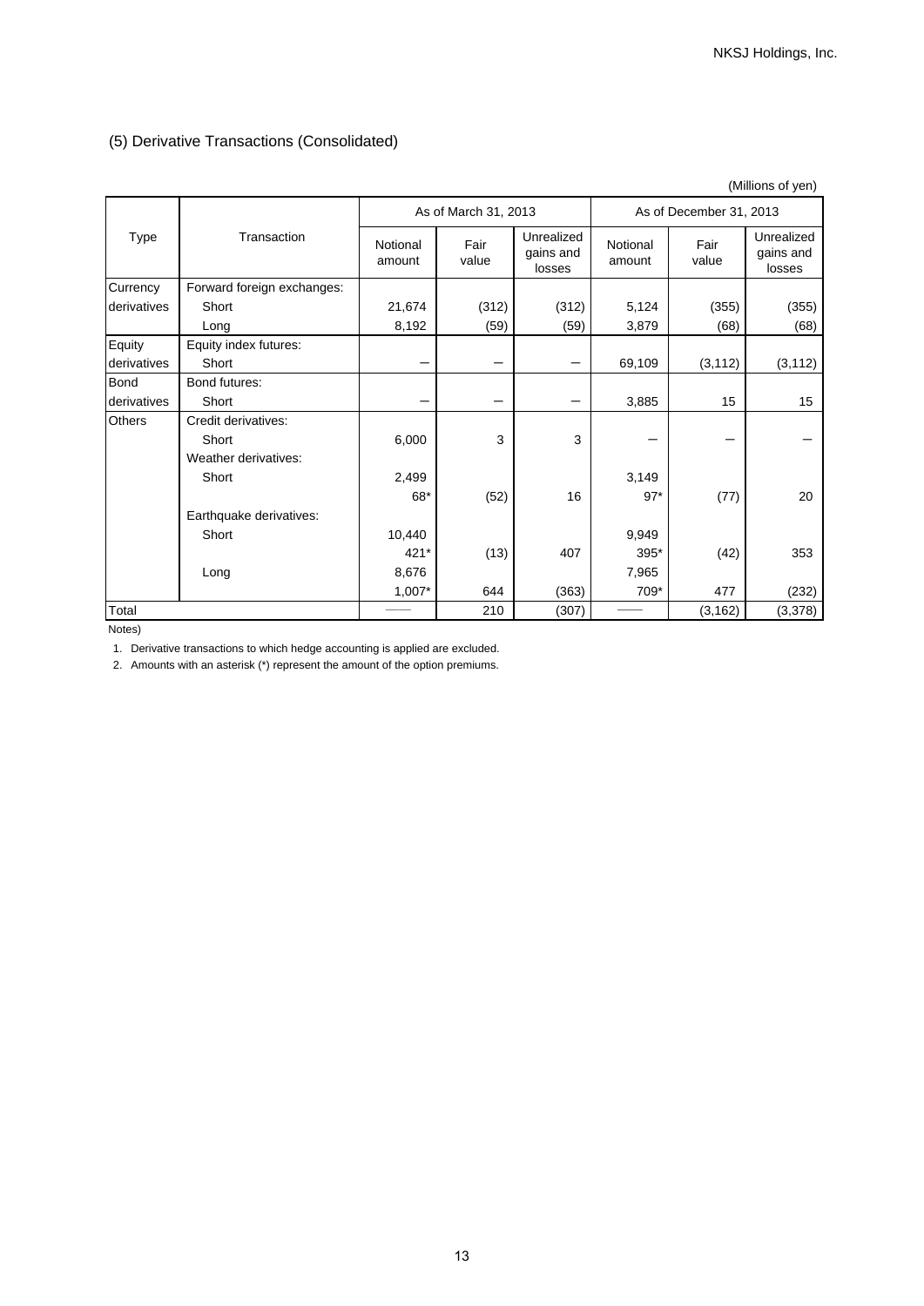## (5) Derivative Transactions (Consolidated)

(Millions of yen)

| Type | Transaction | As of March 31, 2013 | | | As of December 31, 2013 | | |
|---|---|---|---|---|---|---|---|
| | | Notional amount | Fair value | Unrealized gains and losses | Notional amount | Fair value | Unrealized gains and losses |
| Currency derivatives | Forward foreign exchanges: | | | | | | |
| | Short | 21,674 | (312) | (312) | 5,124 | (355) | (355) |
| | Long | 8,192 | (59) | (59) | 3,879 | (68) | (68) |
| Equity derivatives | Equity index futures: | | | | | | |
| | Short | ― | ― | ― | 69,109 | (3,112) | (3,112) |
| Bond derivatives | Bond futures: | | | | | | |
| | Short | ― | ― | ― | 3,885 | 15 | 15 |
| Others | Credit derivatives: | | | | | | |
| | Short | 6,000 | 3 | 3 | ― | ― | ― |
| | Weather derivatives: | | | | | | |
| | Short | 2,499 | | | 3,149 | | |
| | | 68* | (52) | 16 | 97* | (77) | 20 |
| | Earthquake derivatives: | | | | | | |
| | Short | 10,440 | | | 9,949 | | |
| | | 421* | (13) | 407 | 395* | (42) | 353 |
| | Long | 8,676 | | | 7,965 | | |
| | | 1,007* | 644 | (363) | 709* | 477 | (232) |
| Total | | ―― | 210 | (307) | ―― | (3,162) | (3,378) |

Notes)

1. Derivative transactions to which hedge accounting is applied are excluded.
2. Amounts with an asterisk (*) represent the amount of the option premiums.